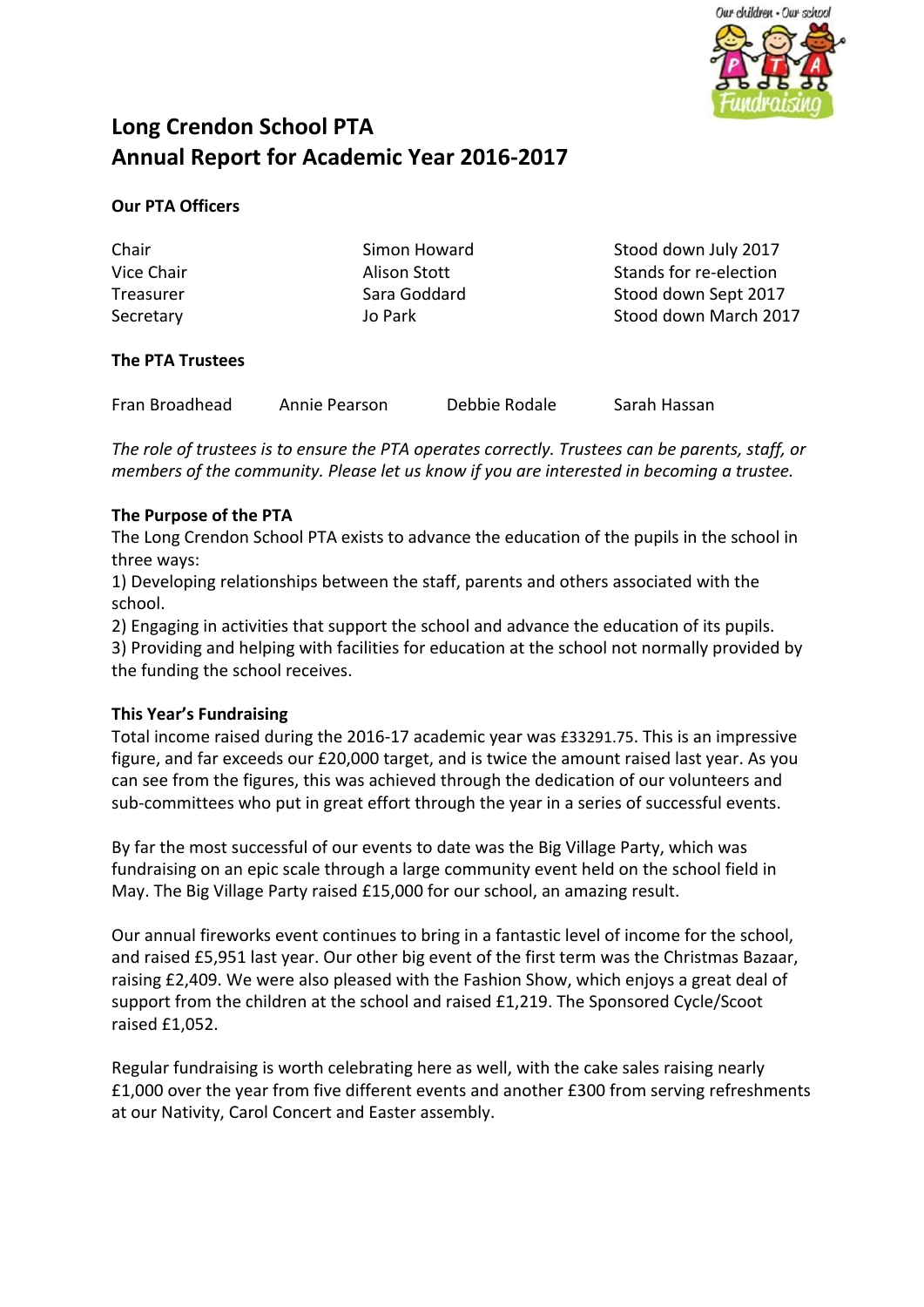# Long Crendon School PTA
# Annual Report for Academic Year 2016-2017

### Our PTA Officers

| | | |
|---|---|---|
| Chair | Simon Howard | Stood down July 2017 |
| Vice Chair | Alison Stott | Stands for re-election |
| Treasurer | Sara Goddard | Stood down Sept 2017 |
| Secretary | Jo Park | Stood down March 2017 |

### The PTA Trustees

| | | | |
|---|---|---|---|
| Fran Broadhead | Annie Pearson | Debbie Rodale | Sarah Hassan |

*The role of trustees is to ensure the PTA operates correctly. Trustees can be parents, staff, or members of the community. Please let us know if you are interested in becoming a trustee.*

### The Purpose of the PTA

The Long Crendon School PTA exists to advance the education of the pupils in the school in three ways:

1) Developing relationships between the staff, parents and others associated with the school.
2) Engaging in activities that support the school and advance the education of its pupils.
3) Providing and helping with facilities for education at the school not normally provided by the funding the school receives.

### This Year's Fundraising

Total income raised during the 2016-17 academic year was £33291.75. This is an impressive figure, and far exceeds our £20,000 target, and is twice the amount raised last year. As you can see from the figures, this was achieved through the dedication of our volunteers and sub-committees who put in great effort through the year in a series of successful events.

By far the most successful of our events to date was the Big Village Party, which was fundraising on an epic scale through a large community event held on the school field in May. The Big Village Party raised £15,000 for our school, an amazing result.

Our annual fireworks event continues to bring in a fantastic level of income for the school, and raised £5,951 last year. Our other big event of the first term was the Christmas Bazaar, raising £2,409. We were also pleased with the Fashion Show, which enjoys a great deal of support from the children at the school and raised £1,219. The Sponsored Cycle/Scoot raised £1,052.

Regular fundraising is worth celebrating here as well, with the cake sales raising nearly £1,000 over the year from five different events and another £300 from serving refreshments at our Nativity, Carol Concert and Easter assembly.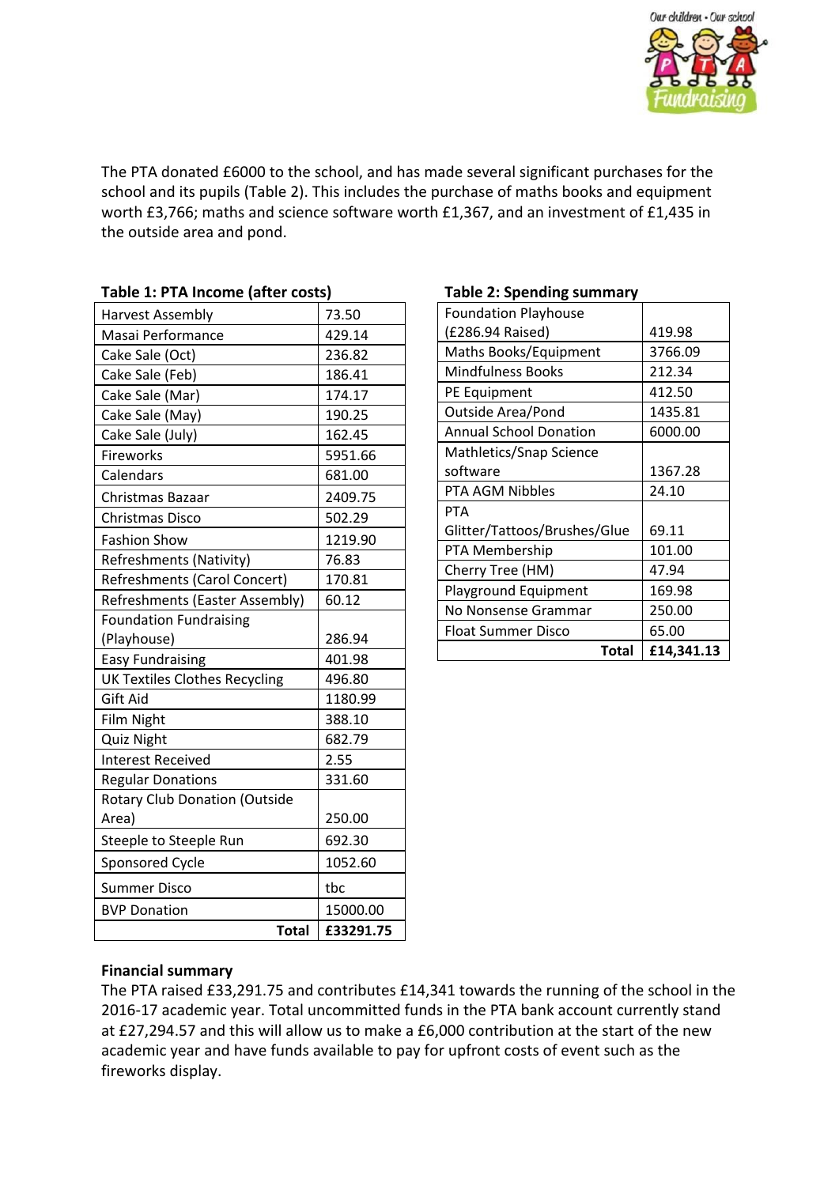The PTA donated £6000 to the school, and has made several significant purchases for the school and its pupils (Table 2). This includes the purchase of maths books and equipment worth £3,766; maths and science software worth £1,367, and an investment of £1,435 in the outside area and pond.

**Table 1: PTA Income (after costs)**

| | |
|---|---|
| Harvest Assembly | 73.50 |
| Masai Performance | 429.14 |
| Cake Sale (Oct) | 236.82 |
| Cake Sale (Feb) | 186.41 |
| Cake Sale (Mar) | 174.17 |
| Cake Sale (May) | 190.25 |
| Cake Sale (July) | 162.45 |
| Fireworks | 5951.66 |
| Calendars | 681.00 |
| Christmas Bazaar | 2409.75 |
| Christmas Disco | 502.29 |
| Fashion Show | 1219.90 |
| Refreshments (Nativity) | 76.83 |
| Refreshments (Carol Concert) | 170.81 |
| Refreshments (Easter Assembly) | 60.12 |
| Foundation Fundraising (Playhouse) | 286.94 |
| Easy Fundraising | 401.98 |
| UK Textiles Clothes Recycling | 496.80 |
| Gift Aid | 1180.99 |
| Film Night | 388.10 |
| Quiz Night | 682.79 |
| Interest Received | 2.55 |
| Regular Donations | 331.60 |
| Rotary Club Donation (Outside Area) | 250.00 |
| Steeple to Steeple Run | 692.30 |
| Sponsored Cycle | 1052.60 |
| Summer Disco | tbc |
| BVP Donation | 15000.00 |
| **Total** | **£33291.75** |

**Table 2: Spending summary**

| | |
|---|---|
| Foundation Playhouse (£286.94 Raised) | 419.98 |
| Maths Books/Equipment | 3766.09 |
| Mindfulness Books | 212.34 |
| PE Equipment | 412.50 |
| Outside Area/Pond | 1435.81 |
| Annual School Donation | 6000.00 |
| Mathletics/Snap Science software | 1367.28 |
| PTA AGM Nibbles | 24.10 |
| PTA Glitter/Tattoos/Brushes/Glue | 69.11 |
| PTA Membership | 101.00 |
| Cherry Tree (HM) | 47.94 |
| Playground Equipment | 169.98 |
| No Nonsense Grammar | 250.00 |
| Float Summer Disco | 65.00 |
| **Total** | **£14,341.13** |

**Financial summary**

The PTA raised £33,291.75 and contributes £14,341 towards the running of the school in the 2016-17 academic year. Total uncommitted funds in the PTA bank account currently stand at £27,294.57 and this will allow us to make a £6,000 contribution at the start of the new academic year and have funds available to pay for upfront costs of event such as the fireworks display.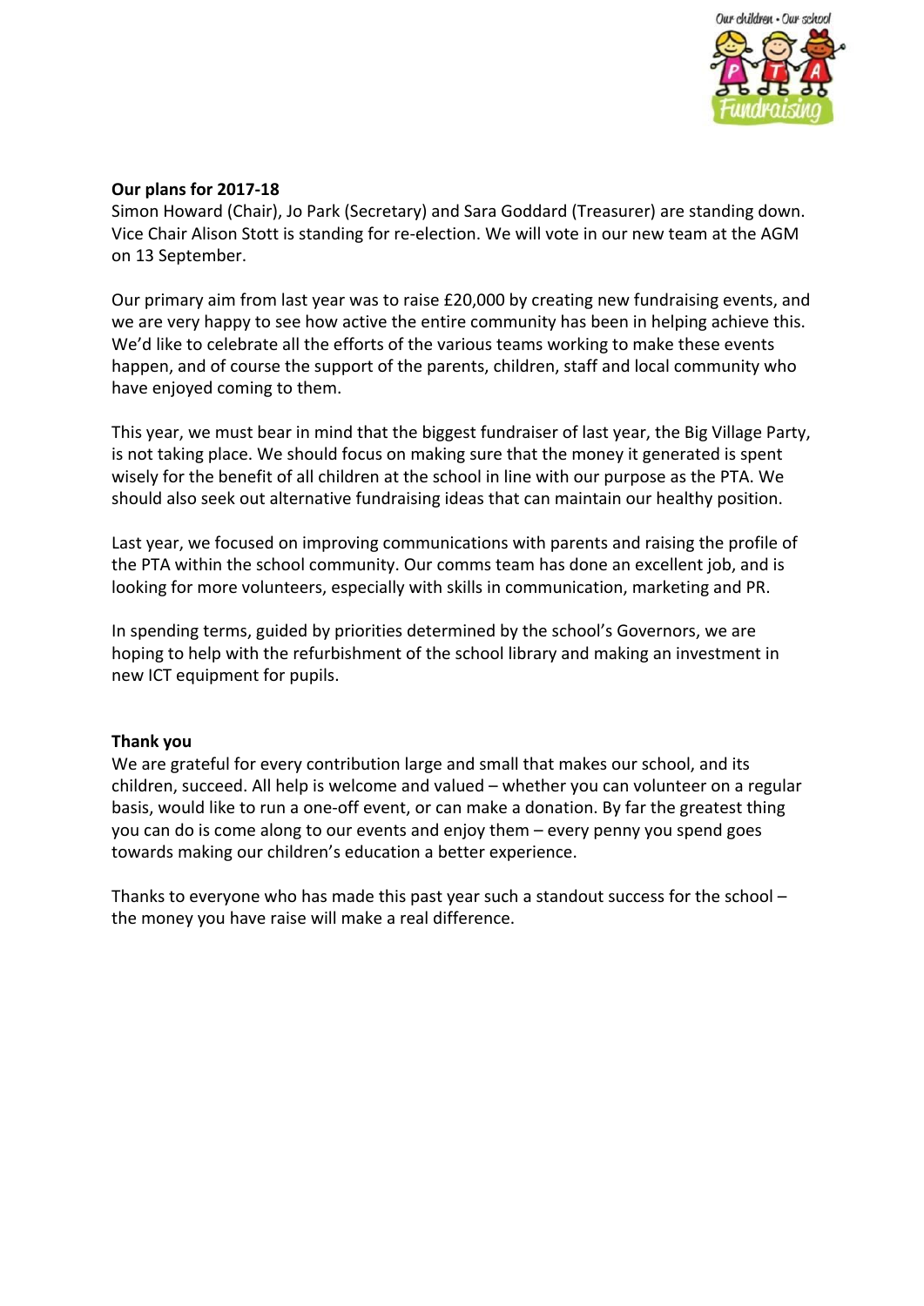**Our plans for 2017-18**

Simon Howard (Chair), Jo Park (Secretary) and Sara Goddard (Treasurer) are standing down. Vice Chair Alison Stott is standing for re-election. We will vote in our new team at the AGM on 13 September.

Our primary aim from last year was to raise £20,000 by creating new fundraising events, and we are very happy to see how active the entire community has been in helping achieve this. We'd like to celebrate all the efforts of the various teams working to make these events happen, and of course the support of the parents, children, staff and local community who have enjoyed coming to them.

This year, we must bear in mind that the biggest fundraiser of last year, the Big Village Party, is not taking place. We should focus on making sure that the money it generated is spent wisely for the benefit of all children at the school in line with our purpose as the PTA. We should also seek out alternative fundraising ideas that can maintain our healthy position.

Last year, we focused on improving communications with parents and raising the profile of the PTA within the school community. Our comms team has done an excellent job, and is looking for more volunteers, especially with skills in communication, marketing and PR.

In spending terms, guided by priorities determined by the school's Governors, we are hoping to help with the refurbishment of the school library and making an investment in new ICT equipment for pupils.

**Thank you**

We are grateful for every contribution large and small that makes our school, and its children, succeed. All help is welcome and valued – whether you can volunteer on a regular basis, would like to run a one-off event, or can make a donation. By far the greatest thing you can do is come along to our events and enjoy them – every penny you spend goes towards making our children's education a better experience.

Thanks to everyone who has made this past year such a standout success for the school – the money you have raise will make a real difference.